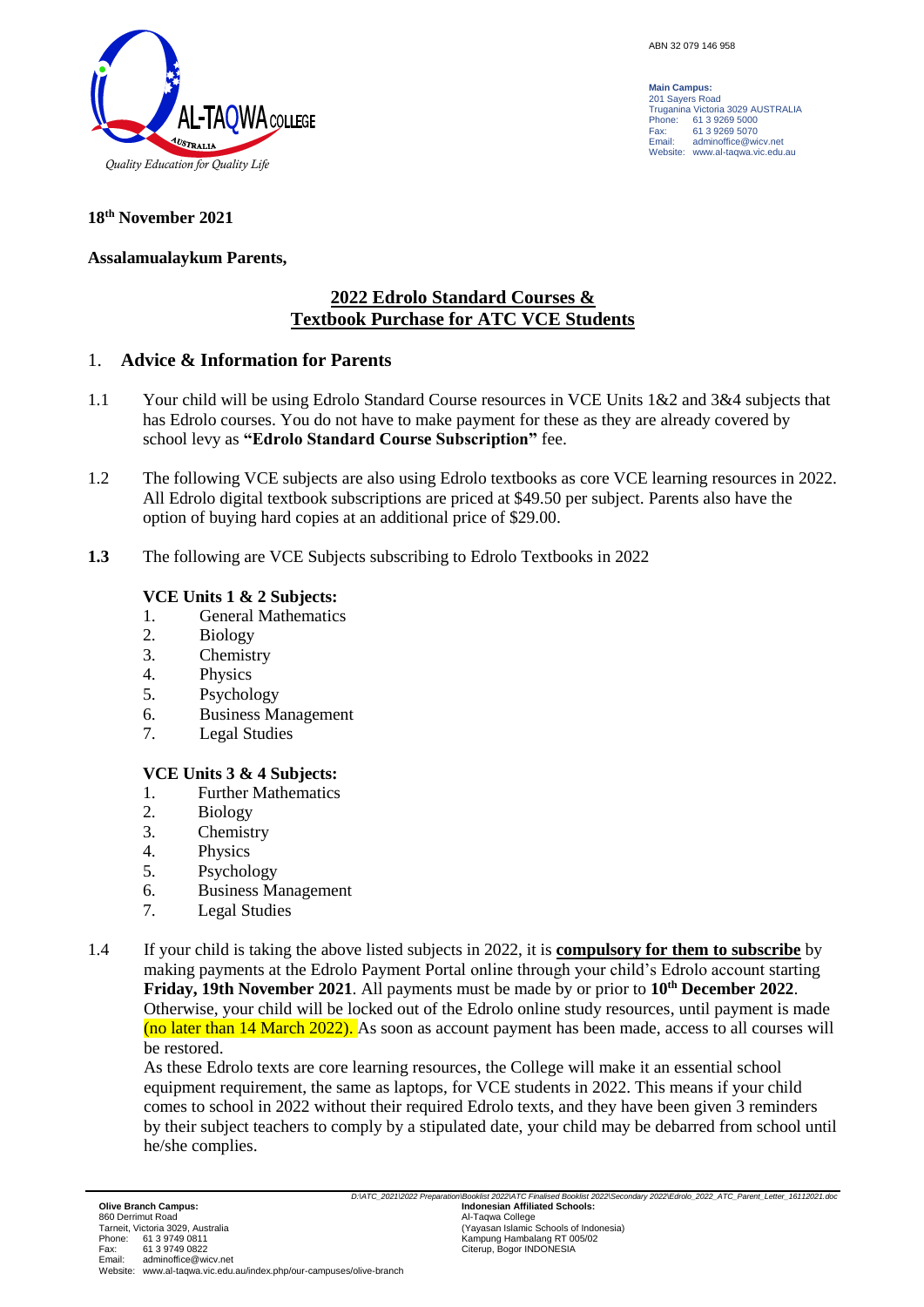ABN 32 079 146 958

**Main Campus:**
201 Sayers Road
Truganina Victoria 3029 AUSTRALIA
Phone: 61 3 9269 5000
Fax: 61 3 9269 5070
Email: adminoffice@wicv.net
Website: www.al-taqwa.vic.edu.au

**18th November 2021**

**Assalamualaykum Parents,**

## 2022 Edrolo Standard Courses & Textbook Purchase for ATC VCE Students

### 1. Advice & Information for Parents

1.1 Your child will be using Edrolo Standard Course resources in VCE Units 1&2 and 3&4 subjects that has Edrolo courses. You do not have to make payment for these as they are already covered by school levy as **"Edrolo Standard Course Subscription"** fee.

1.2 The following VCE subjects are also using Edrolo textbooks as core VCE learning resources in 2022. All Edrolo digital textbook subscriptions are priced at $49.50 per subject. Parents also have the option of buying hard copies at an additional price of $29.00.

**1.3** The following are VCE Subjects subscribing to Edrolo Textbooks in 2022

**VCE Units 1 & 2 Subjects:**

1. General Mathematics
2. Biology
3. Chemistry
4. Physics
5. Psychology
6. Business Management
7. Legal Studies

**VCE Units 3 & 4 Subjects:**

1. Further Mathematics
2. Biology
3. Chemistry
4. Physics
5. Psychology
6. Business Management
7. Legal Studies

1.4 If your child is taking the above listed subjects in 2022, it is **compulsory for them to subscribe** by making payments at the Edrolo Payment Portal online through your child's Edrolo account starting **Friday, 19th November 2021**. All payments must be made by or prior to **10th December 2022**. Otherwise, your child will be locked out of the Edrolo online study resources, until payment is made (no later than 14 March 2022). As soon as account payment has been made, access to all courses will be restored.

As these Edrolo texts are core learning resources, the College will make it an essential school equipment requirement, the same as laptops, for VCE students in 2022. This means if your child comes to school in 2022 without their required Edrolo texts, and they have been given 3 reminders by their subject teachers to comply by a stipulated date, your child may be debarred from school until he/she complies.

**Olive Branch Campus:**
860 Derrimut Road
Tarneit, Victoria 3029, Australia
Phone: 61 3 9749 0811
Fax: 61 3 9749 0822
Email: adminoffice@wicv.net
Website: www.al-taqwa.vic.edu.au/index.php/our-campuses/olive-branch

**Indonesian Affiliated Schools:**
Al-Taqwa College
(Yayasan Islamic Schools of Indonesia)
Kampung Hambalang RT 005/02
Citerup, Bogor INDONESIA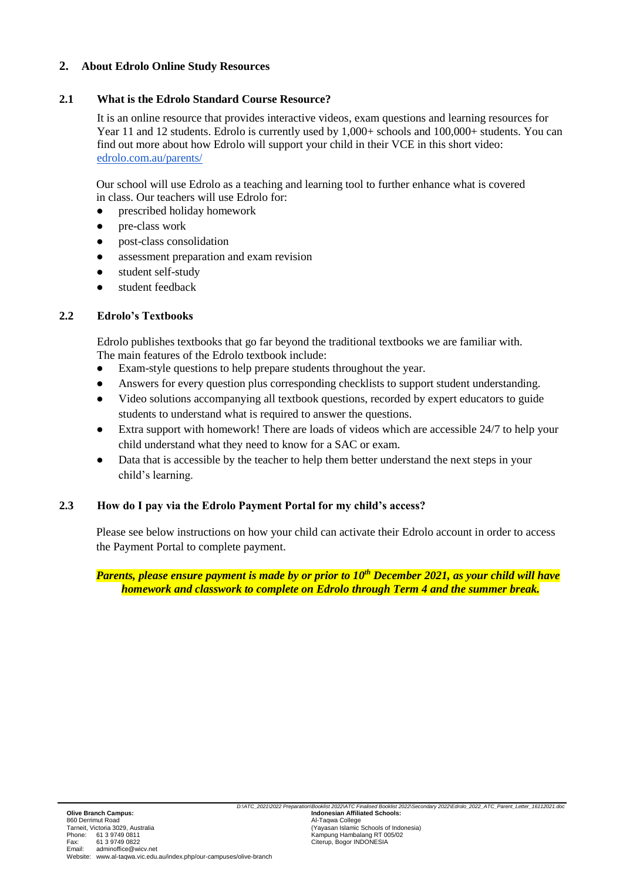## 2. About Edrolo Online Study Resources

### 2.1 What is the Edrolo Standard Course Resource?

It is an online resource that provides interactive videos, exam questions and learning resources for Year 11 and 12 students. Edrolo is currently used by 1,000+ schools and 100,000+ students. You can find out more about how Edrolo will support your child in their VCE in this short video: [edrolo.com.au/parents/](edrolo.com.au/parents/)

Our school will use Edrolo as a teaching and learning tool to further enhance what is covered in class. Our teachers will use Edrolo for:

- prescribed holiday homework
- pre-class work
- post-class consolidation
- assessment preparation and exam revision
- student self-study
- student feedback

### 2.2 Edrolo's Textbooks

Edrolo publishes textbooks that go far beyond the traditional textbooks we are familiar with. The main features of the Edrolo textbook include:

- Exam-style questions to help prepare students throughout the year.
- Answers for every question plus corresponding checklists to support student understanding.
- Video solutions accompanying all textbook questions, recorded by expert educators to guide students to understand what is required to answer the questions.
- Extra support with homework! There are loads of videos which are accessible 24/7 to help your child understand what they need to know for a SAC or exam.
- Data that is accessible by the teacher to help them better understand the next steps in your child's learning.

### 2.3 How do I pay via the Edrolo Payment Portal for my child's access?

Please see below instructions on how your child can activate their Edrolo account in order to access the Payment Portal to complete payment.

***Parents, please ensure payment is made by or prior to 10th December 2021, as your child will have homework and classwork to complete on Edrolo through Term 4 and the summer break.***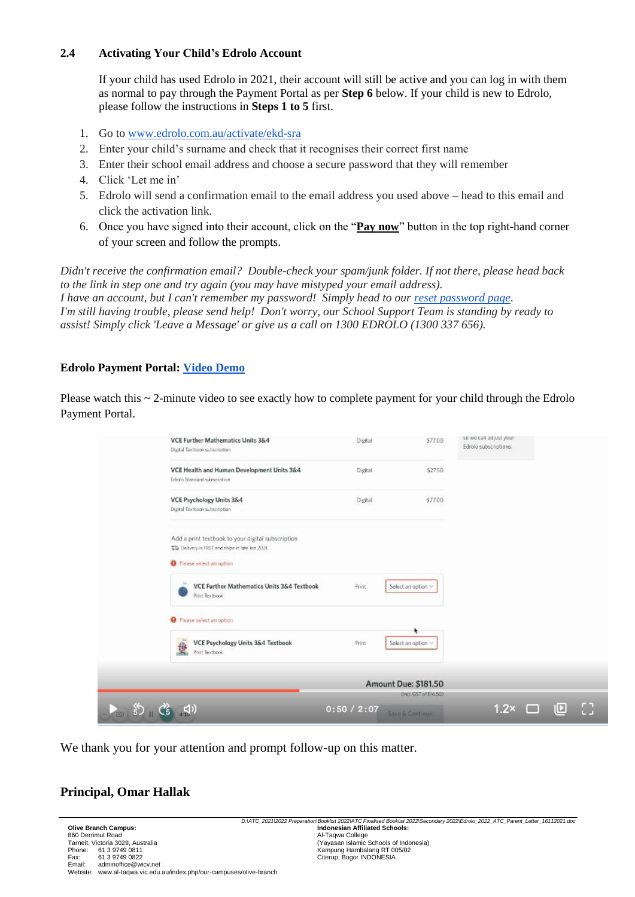## 2.4 Activating Your Child's Edrolo Account

If your child has used Edrolo in 2021, their account will still be active and you can log in with them as normal to pay through the Payment Portal as per **Step 6** below. If your child is new to Edrolo, please follow the instructions in **Steps 1 to 5** first.

1. Go to www.edrolo.com.au/activate/ekd-sra
2. Enter your child's surname and check that it recognises their correct first name
3. Enter their school email address and choose a secure password that they will remember
4. Click 'Let me in'
5. Edrolo will send a confirmation email to the email address you used above – head to this email and click the activation link.
6. Once you have signed into their account, click on the "**Pay now**" button in the top right-hand corner of your screen and follow the prompts.

*Didn't receive the confirmation email? Double-check your spam/junk folder. If not there, please head back to the link in step one and try again (you may have mistyped your email address).*
*I have an account, but I can't remember my password! Simply head to our reset password page.*
*I'm still having trouble, please send help! Don't worry, our School Support Team is standing by ready to assist! Simply click 'Leave a Message' or give us a call on 1300 EDROLO (1300 337 656).*

**Edrolo Payment Portal: Video Demo**

Please watch this ~ 2-minute video to see exactly how to complete payment for your child through the Edrolo Payment Portal.

We thank you for your attention and prompt follow-up on this matter.

**Principal, Omar Hallak**